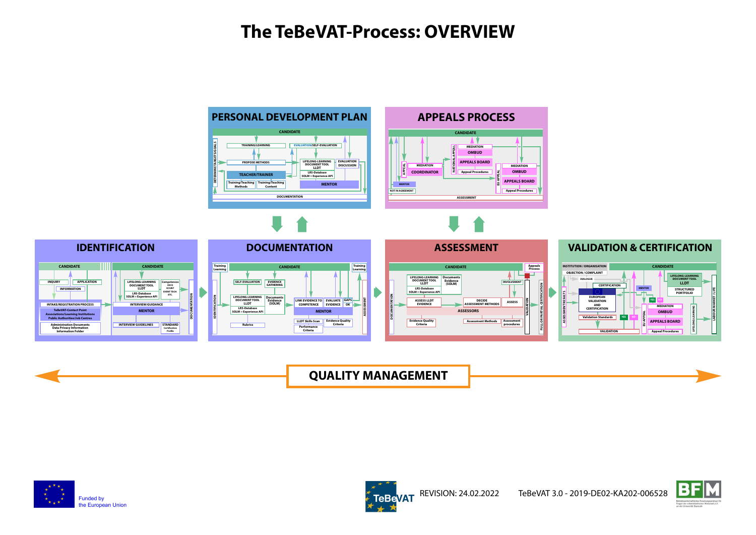# The TeBeVAT-Process: OVERVIEW

## PERSONAL DEVELOPMENT PLAN

CANDIDATE

DETERMINATION OF TARGETS/GOALS

TRAINING/LEARNING

EVALUATION/SELF-EVALUATION

PROPOSE METHODS

LIFELONG-LEARNING DOCUMENT TOOL LLDT

LRS-Database SOLM = Experience API

EVALUATION DISCUSSION

TEACHER/TRAINER

Training/Teaching Methods

Training/Teaching Content

MENTOR

DOCUMENTATION

## APPEALS PROCESS

CANDIDATE

APPEAL

MEDIATION

COORDINATOR

MENTOR

NOT IN AGREEMENT

NATIONAL APPEAL

MEDIATION

OMBUD

APPEALS BOARD

Appeal Procedures

EU APPEAL

MEDIATION

OMBUD

APPEALS BOARD

Appeal Procedures

ASSESSMENT

## IDENTIFICATION

CANDIDATE

INQUIRY

APPLICATION

INFORMATION

INTAKE/REGISTRATION PROCESS

TeBeVAT-Contact Point
Associations/Learning Institutions
Public Authorities/Job Centres

Administration Documents
Data Privacy Information
Information Folder

CANDIDATE

LIFELONG-LEARNING DOCUMENT TOOL LLDT

LRS-Database SOLM = Experience API

Competences ESCO ECVET EVENT TECH. ETC.

INTERVIEW/GUIDANCE

MENTOR

INTERVIEW GUIDELINES

STANDARD Certification Profile

DOCUMENTATION

## DOCUMENTATION

Training Learning

CANDIDATE

Training Learning

IDENTIFICATION

SELF-EVALUATION

EVIDENCE GATHERING

LIFELONG-LEARNING DOCUMENT TOOL LLDT

LRS-Database SOLM = Experience API

Documents Evidence (SOLM)

LINK EVIDENCE TO COMPETENCE

EVALUATE EVIDENCE

GAPS

OK

MENTOR

Rubrics

LLDT Skills Scan

Evidence Quality Criteria

Performance Criteria

ASSESSMENT

## ASSESSMENT

CANDIDATE

Appeals Process

DOCUMENTATION

LIFELONG-LEARNING DOCUMENT TOOL LLDT

LRS-Database SOLM = Experience API

Documents Evidence (SOLM)

INVOLVEMENT

ASSESS LLDT EVIDENCE

DECIDE ASSESSMENT METHODS

ASSESS

ASSESSORS

Evidence Quality Criteria

Assessment Methods

Assessment procedures

VALIDATION

FULL OR PARTIAL CERTIFICATION

## VALIDATION & CERTIFICATION

INSTITUTION / ORGANISATION

CANDIDATE

OBJECTION / COMPLAINT

DIALOGUE

ASSESSMENT RESULTS

CERTIFICATION

EUROPEAN VALIDATION AND CERTIFICATION

Validation Standards

VALIDATION

MENTOR

LIFELONG-LEARNING DOCUMENT TOOL LLDT

STRUCTURED PORTFOLIO

YES

NO

YES

NO

EU APPEAL

MEDIATION

OMBUD

APPEALS BOARD

Appeal Procedures

LIFELONG-LEARNING

LABOUR MARKET / LIFE

## QUALITY MANAGEMENT

Funded by the European Union

TeBeVAT

REVISION: 24.02.2022

TeBeVAT 3.0 - 2019-DE02-KA202-006528

BFM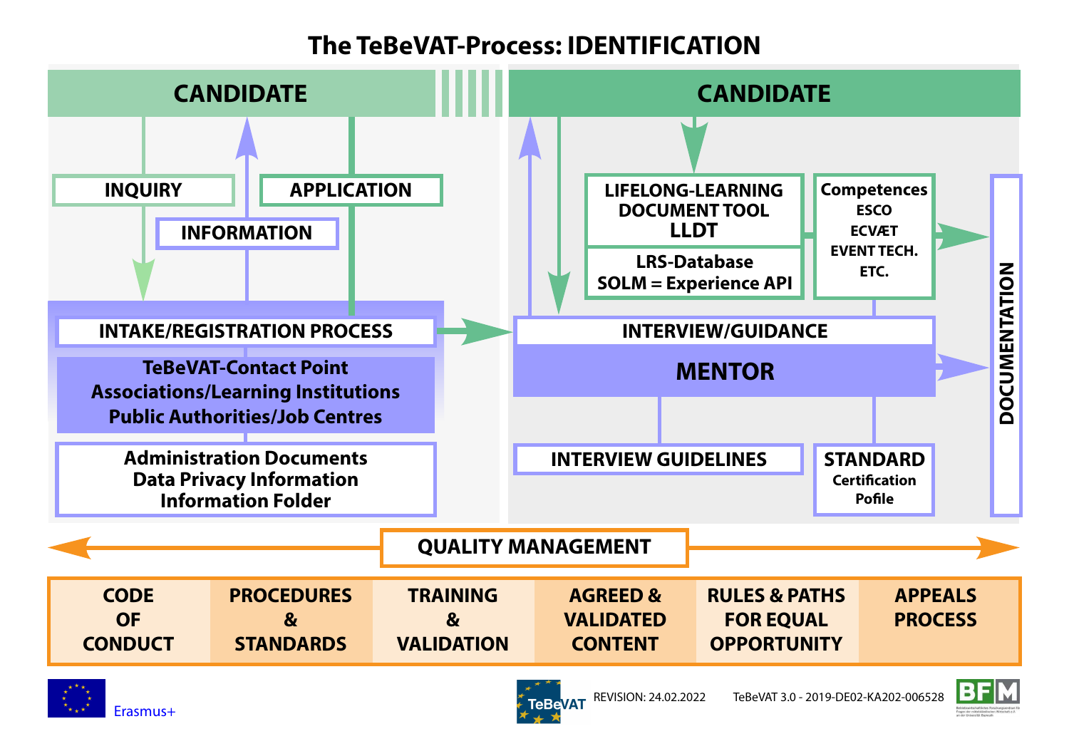# The TeBeVAT-Process: IDENTIFICATION

**CANDIDATE**

- INQUIRY
- INFORMATION
- APPLICATION

**INTAKE/REGISTRATION PROCESS**

TeBeVAT-Contact Point
Associations/Learning Institutions
Public Authorities/Job Centres

Administration Documents
Data Privacy Information
Information Folder

**CANDIDATE**

LIFELONG-LEARNING DOCUMENT TOOL
LLDT

LRS-Database
SOLM = Experience API

Competences
ESCO
ECVÆT
EVENT TECH.
ETC.

**INTERVIEW/GUIDANCE**

**MENTOR**

INTERVIEW GUIDELINES

STANDARD
Certification
Pofile

DOCUMENTATION

**QUALITY MANAGEMENT**

| CODE OF CONDUCT | PROCEDURES & STANDARDS | TRAINING & VALIDATION | AGREED & VALIDATED CONTENT | RULES & PATHS FOR EQUAL OPPORTUNITY | APPEALS PROCESS |
|---|---|---|---|---|---|

Erasmus+

TeBeVAT REVISION: 24.02.2022 TeBeVAT 3.0 - 2019-DE02-KA202-006528

BFM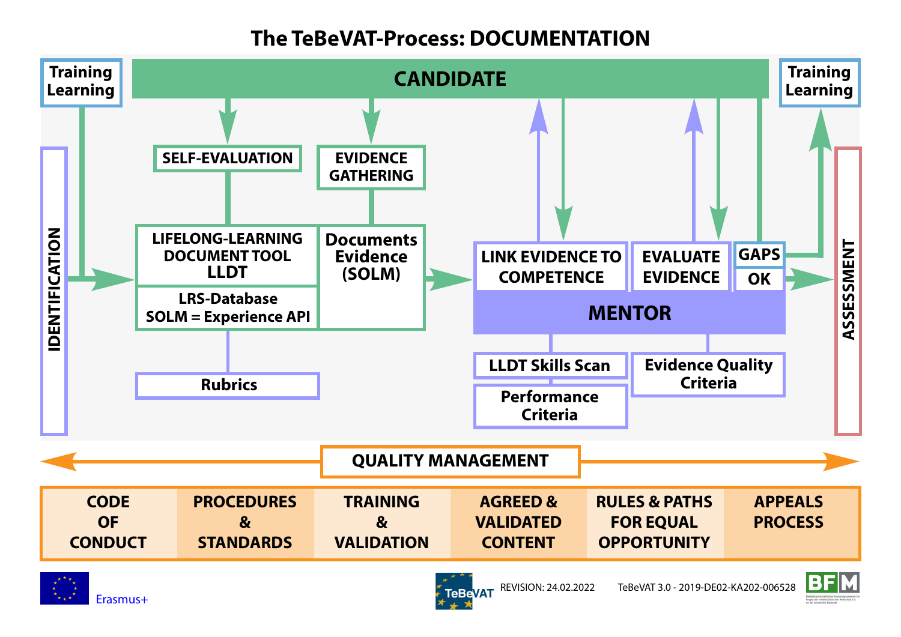# The TeBeVAT-Process: DOCUMENTATION

**CANDIDATE**

Training Learning

IDENTIFICATION

SELF-EVALUATION

EVIDENCE GATHERING

LIFELONG-LEARNING DOCUMENT TOOL LLDT

LRS-Database SOLM = Experience API

Documents Evidence (SOLM)

Rubrics

LINK EVIDENCE TO COMPETENCE

EVALUATE EVIDENCE

GAPS

OK

**MENTOR**

LLDT Skills Scan

Performance Criteria

Evidence Quality Criteria

Training Learning

ASSESSMENT

**QUALITY MANAGEMENT**

| CODE OF CONDUCT | PROCEDURES & STANDARDS | TRAINING & VALIDATION | AGREED & VALIDATED CONTENT | RULES & PATHS FOR EQUAL OPPORTUNITY | APPEALS PROCESS |
|---|---|---|---|---|---|

Erasmus+

TeBeVAT

REVISION: 24.02.2022

TeBeVAT 3.0 - 2019-DE02-KA202-006528

BFM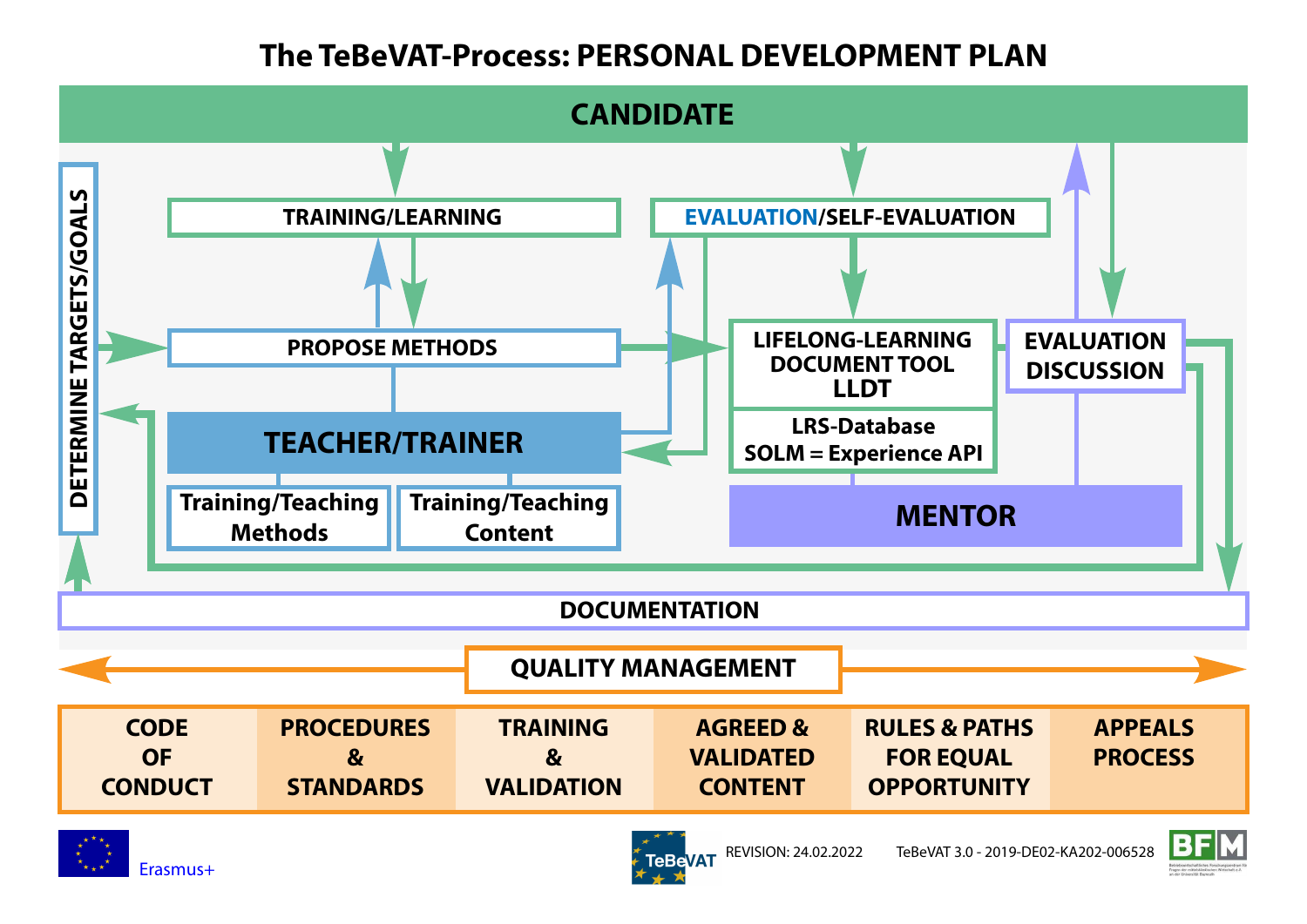# The TeBeVAT-Process: PERSONAL DEVELOPMENT PLAN

CANDIDATE

DETERMINE TARGETS/GOALS

TRAINING/LEARNING

EVALUATION/SELF-EVALUATION

PROPOSE METHODS

LIFELONG-LEARNING DOCUMENT TOOL LLDT

LRS-Database
SOLM = Experience API

EVALUATION DISCUSSION

TEACHER/TRAINER

Training/Teaching Methods

Training/Teaching Content

MENTOR

DOCUMENTATION

QUALITY MANAGEMENT

| CODE OF CONDUCT | PROCEDURES & STANDARDS | TRAINING & VALIDATION | AGREED & VALIDATED CONTENT | RULES & PATHS FOR EQUAL OPPORTUNITY | APPEALS PROCESS |
|---|---|---|---|---|---|

Erasmus+

REVISION: 24.02.2022 TeBeVAT 3.0 - 2019-DE02-KA202-006528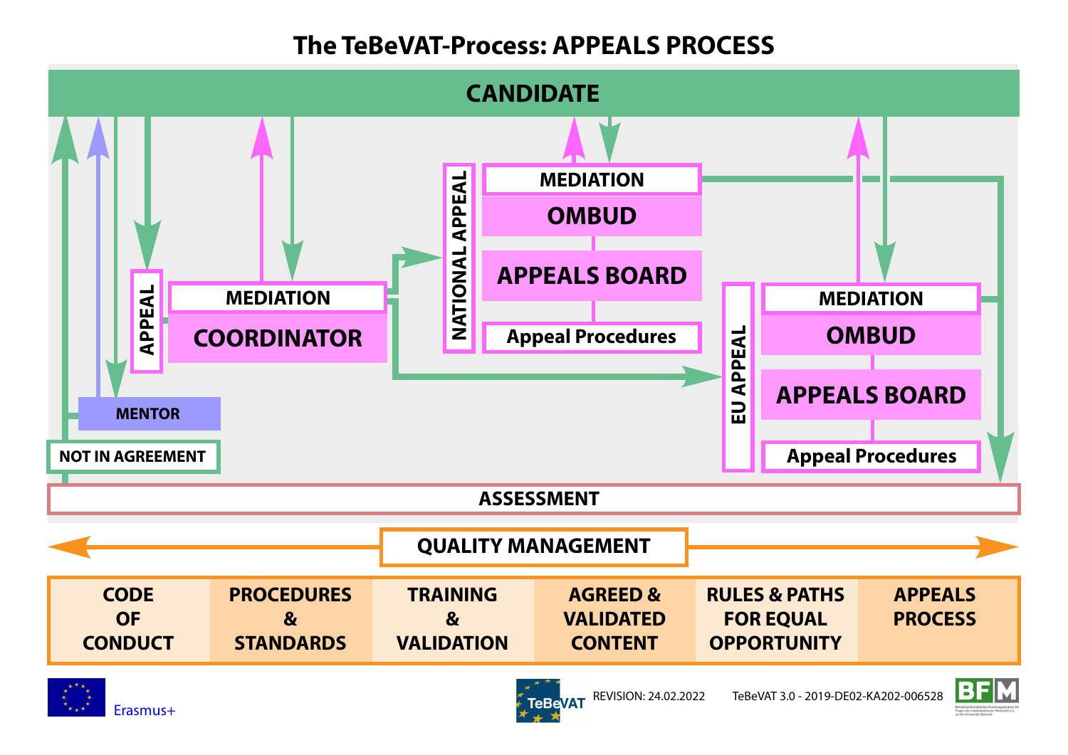# The TeBeVAT-Process: APPEALS PROCESS

CANDIDATE

APPEAL

MEDIATION

COORDINATOR

NATIONAL APPEAL

MEDIATION

OMBUD

APPEALS BOARD

Appeal Procedures

EU APPEAL

MEDIATION

OMBUD

APPEALS BOARD

Appeal Procedures

MENTOR

NOT IN AGREEMENT

ASSESSMENT

QUALITY MANAGEMENT

| CODE OF CONDUCT | PROCEDURES & STANDARDS | TRAINING & VALIDATION | AGREED & VALIDATED CONTENT | RULES & PATHS FOR EQUAL OPPORTUNITY | APPEALS PROCESS |
|---|---|---|---|---|---|

Erasmus+

TeBeVAT

REVISION: 24.02.2022

TeBeVAT 3.0 - 2019-DE02-KA202-006528

BFM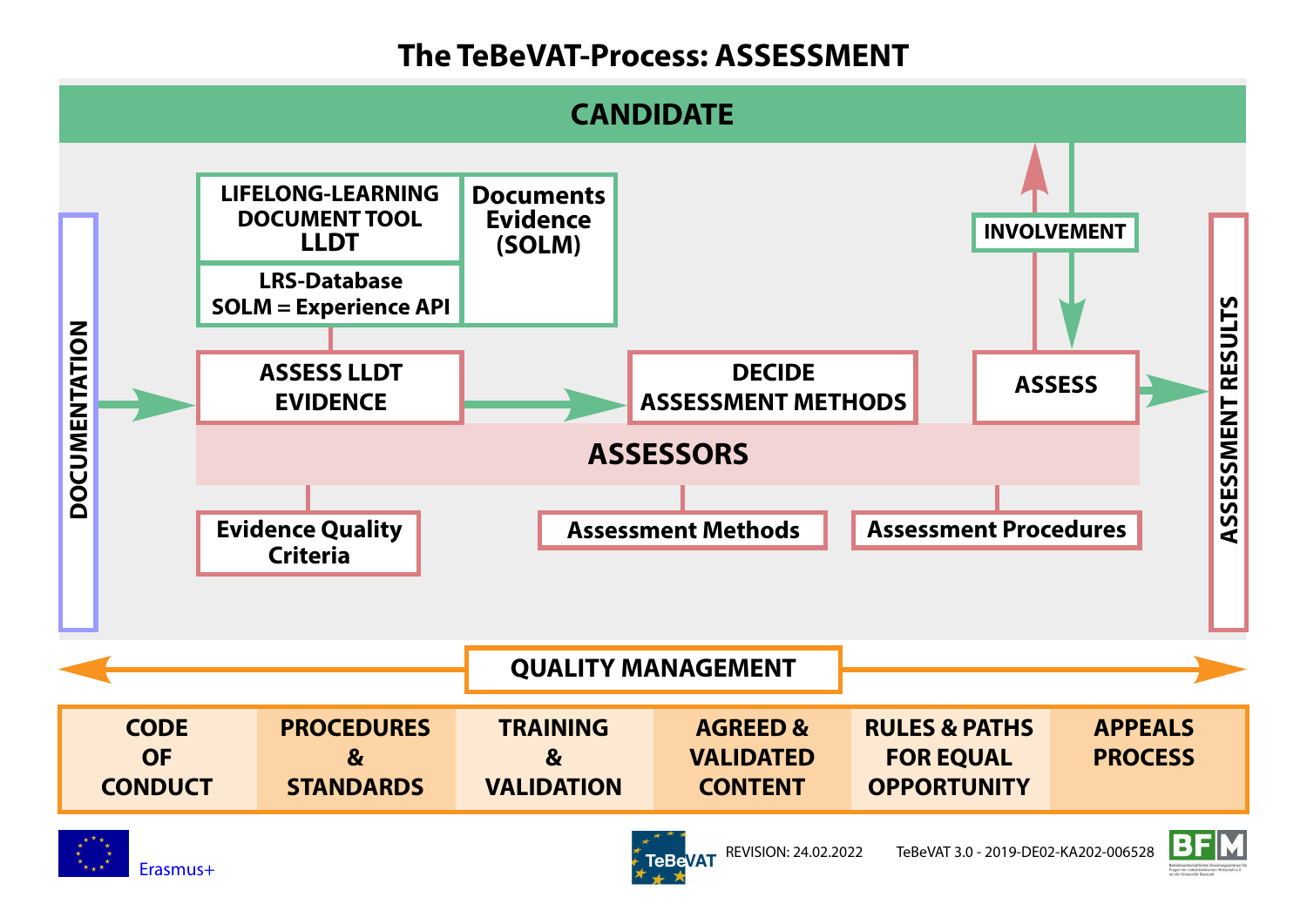# The TeBeVAT-Process: ASSESSMENT

**CANDIDATE**

**DOCUMENTATION**

**LIFELONG-LEARNING DOCUMENT TOOL LLDT**

**LRS-Database SOLM = Experience API**

**Documents Evidence (SOLM)**

**INVOLVEMENT**

**ASSESS LLDT EVIDENCE** → **DECIDE ASSESSMENT METHODS** → **ASSESS** → **ASSESSMENT RESULTS**

**ASSESSORS**

**Evidence Quality Criteria**

**Assessment Methods**

**Assessment Procedures**

**QUALITY MANAGEMENT**

| CODE OF CONDUCT | PROCEDURES & STANDARDS | TRAINING & VALIDATION | AGREED & VALIDATED CONTENT | RULES & PATHS FOR EQUAL OPPORTUNITY | APPEALS PROCESS |
|---|---|---|---|---|---|

Erasmus+

TeBeVAT REVISION: 24.02.2022 TeBeVAT 3.0 - 2019-DE02-KA202-006528

BFM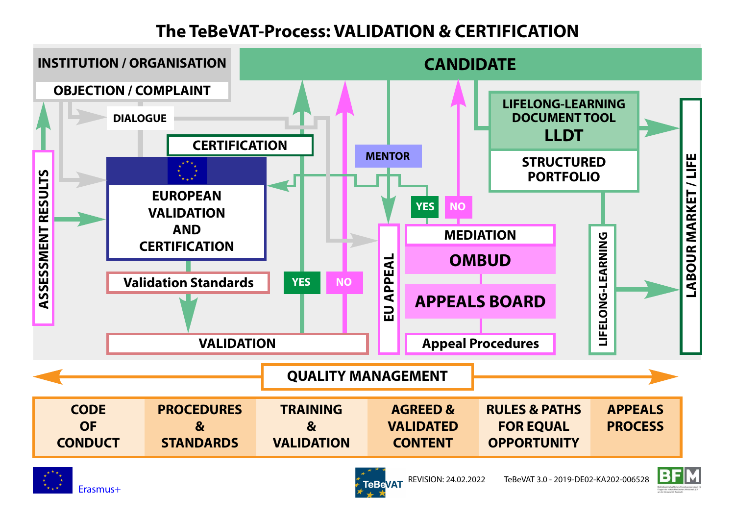# The TeBeVAT-Process: VALIDATION & CERTIFICATION

INSTITUTION / ORGANISATION

OBJECTION / COMPLAINT

DIALOGUE

CERTIFICATION

EUROPEAN VALIDATION AND CERTIFICATION

Validation Standards

VALIDATION

YES

NO

ASSESSMENT RESULTS

CANDIDATE

MENTOR

EU APPEAL

YES

NO

MEDIATION

OMBUD

APPEALS BOARD

Appeal Procedures

LIFELONG-LEARNING DOCUMENT TOOL

LLDT

STRUCTURED PORTFOLIO

LIFELONG-LEARNING

LABOUR MARKET / LIFE

QUALITY MANAGEMENT

| CODE OF CONDUCT | PROCEDURES & STANDARDS | TRAINING & VALIDATION | AGREED & VALIDATED CONTENT | RULES & PATHS FOR EQUAL OPPORTUNITY | APPEALS PROCESS |
|---|---|---|---|---|---|

Erasmus+

TeBeVAT

REVISION: 24.02.2022

TeBeVAT 3.0 - 2019-DE02-KA202-006528

BFM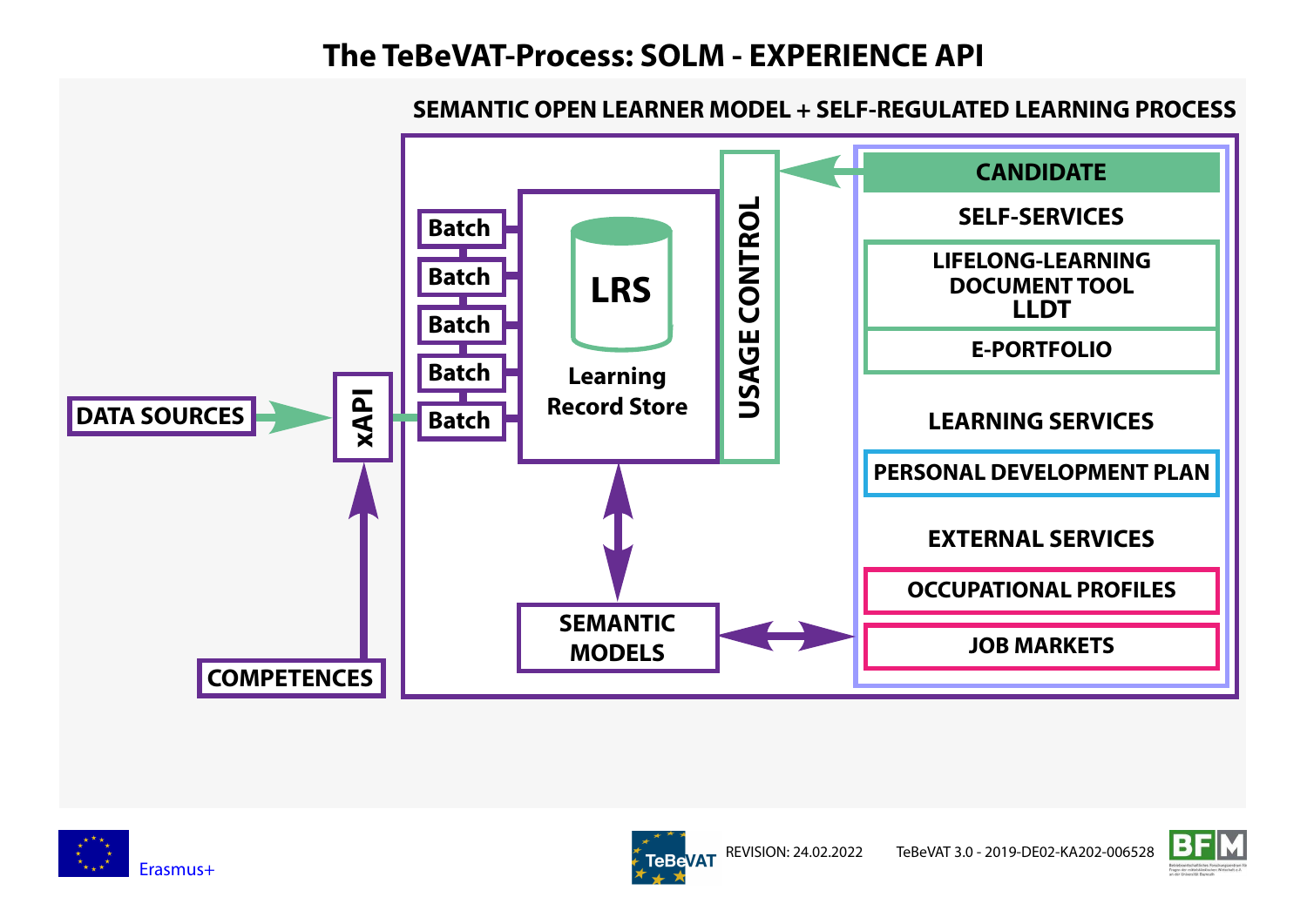# The TeBeVAT-Process: SOLM - EXPERIENCE API

SEMANTIC OPEN LEARNER MODEL + SELF-REGULATED LEARNING PROCESS

DATA SOURCES

xAPI

COMPETENCES

Batch

Batch

Batch

Batch

Batch

LRS

Learning Record Store

USAGE CONTROL

SEMANTIC MODELS

CANDIDATE

SELF-SERVICES

LIFELONG-LEARNING DOCUMENT TOOL LLDT

E-PORTFOLIO

LEARNING SERVICES

PERSONAL DEVELOPMENT PLAN

EXTERNAL SERVICES

OCCUPATIONAL PROFILES

JOB MARKETS

Erasmus+

REVISION: 24.02.2022 TeBeVAT 3.0 - 2019-DE02-KA202-006528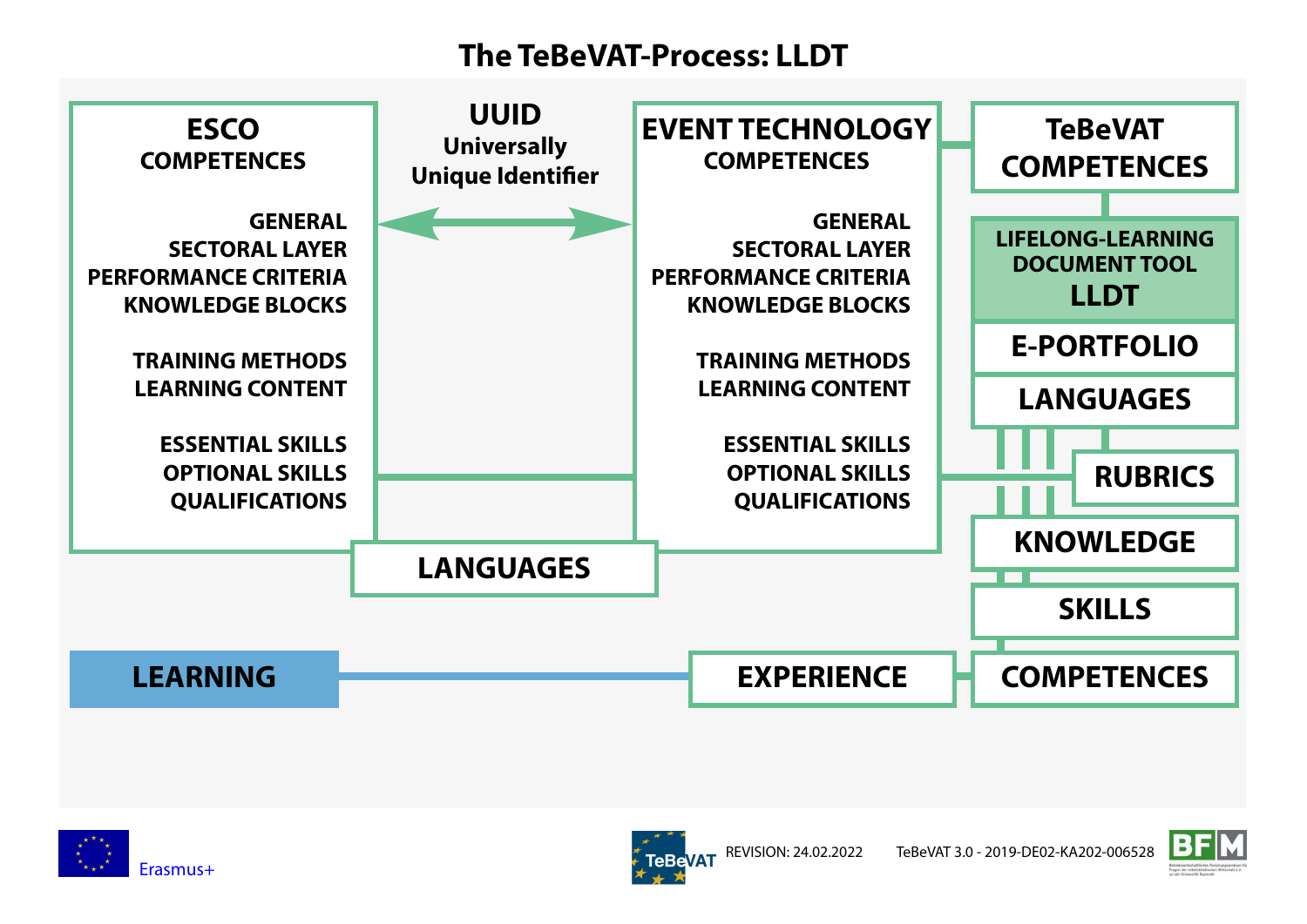# The TeBeVAT-Process: LLDT

**ESCO**
**COMPETENCES**

GENERAL
SECTORAL LAYER
PERFORMANCE CRITERIA
KNOWLEDGE BLOCKS

TRAINING METHODS
LEARNING CONTENT

ESSENTIAL SKILLS
OPTIONAL SKILLS
QUALIFICATIONS

**UUID**
Universally
Unique Identifier

**EVENT TECHNOLOGY**
**COMPETENCES**

GENERAL
SECTORAL LAYER
PERFORMANCE CRITERIA
KNOWLEDGE BLOCKS

TRAINING METHODS
LEARNING CONTENT

ESSENTIAL SKILLS
OPTIONAL SKILLS
QUALIFICATIONS

LANGUAGES

**TeBeVAT**
**COMPETENCES**

LIFELONG-LEARNING
DOCUMENT TOOL
**LLDT**

E-PORTFOLIO

LANGUAGES

RUBRICS

KNOWLEDGE

SKILLS

COMPETENCES

LEARNING

EXPERIENCE

Erasmus+

REVISION: 24.02.2022 TeBeVAT 3.0 - 2019-DE02-KA202-006528